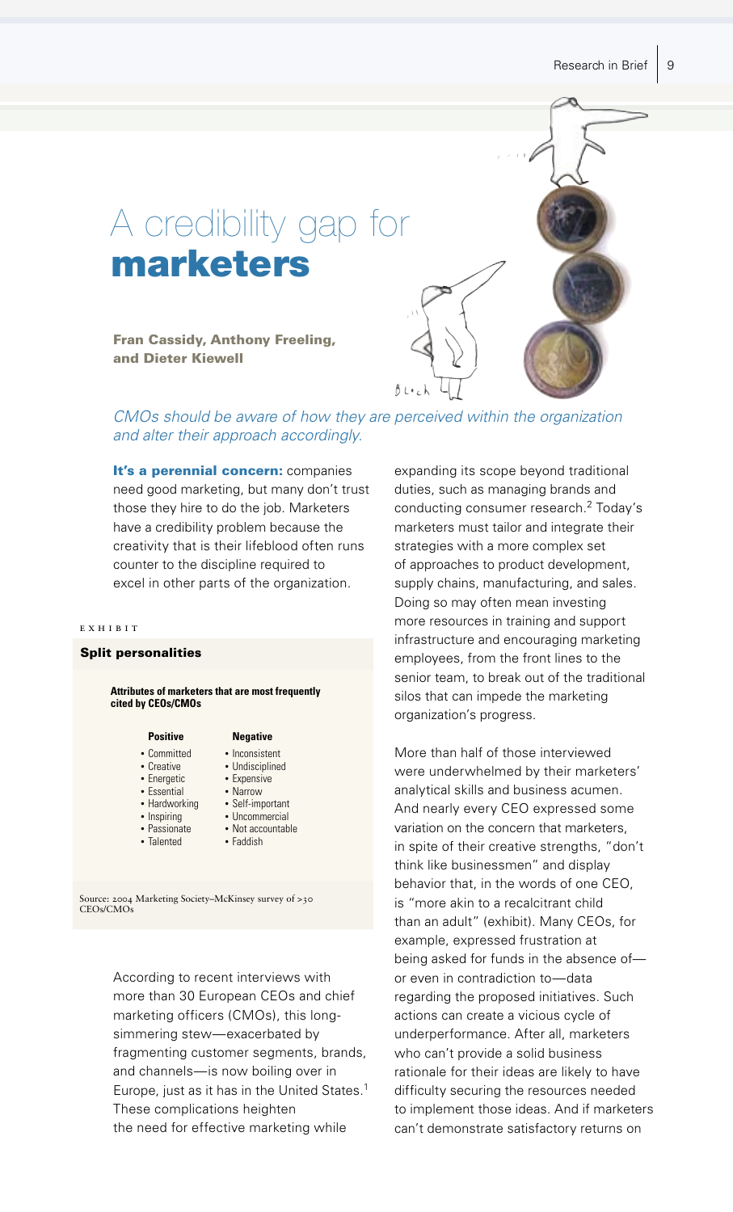# A credibility gap for **marketers**

**Fran Cassidy, Anthony Freeling, and Dieter Kiewell**

*CMOs should be aware of how they are perceived within the organization and alter their approach accordingly.*

**It's a perennial concern:** companies need good marketing, but many don't trust those they hire to do the job. Marketers have a credibility problem because the creativity that is their lifeblood often runs counter to the discipline required to excel in other parts of the organization.

EXHIBIT

**Split personalities**

**Attributes of marketers that are most frequently cited by CEOs/CMOs**

| Positive | Negative |
|---|---|
| • Committed | • Inconsistent |
| • Creative | • Undisciplined |
| • Energetic | • Expensive |
| • Essential | • Narrow |
| • Hardworking | • Self-important |
| • Inspiring | • Uncommercial |
| • Passionate | • Not accountable |
| • Talented | • Faddish |

Source: 2004 Marketing Society–McKinsey survey of >30 CEOs/CMOs

According to recent interviews with more than 30 European CEOs and chief marketing officers (CMOs), this long-simmering stew—exacerbated by fragmenting customer segments, brands, and channels—is now boiling over in Europe, just as it has in the United States.[1] These complications heighten the need for effective marketing while expanding its scope beyond traditional duties, such as managing brands and conducting consumer research.[2] Today's marketers must tailor and integrate their strategies with a more complex set of approaches to product development, supply chains, manufacturing, and sales. Doing so may often mean investing more resources in training and support infrastructure and encouraging marketing employees, from the front lines to the senior team, to break out of the traditional silos that can impede the marketing organization's progress.

More than half of those interviewed were underwhelmed by their marketers' analytical skills and business acumen. And nearly every CEO expressed some variation on the concern that marketers, in spite of their creative strengths, "don't think like businessmen" and display behavior that, in the words of one CEO, is "more akin to a recalcitrant child than an adult" (exhibit). Many CEOs, for example, expressed frustration at being asked for funds in the absence of—or even in contradiction to—data regarding the proposed initiatives. Such actions can create a vicious cycle of underperformance. After all, marketers who can't provide a solid business rationale for their ideas are likely to have difficulty securing the resources needed to implement those ideas. And if marketers can't demonstrate satisfactory returns on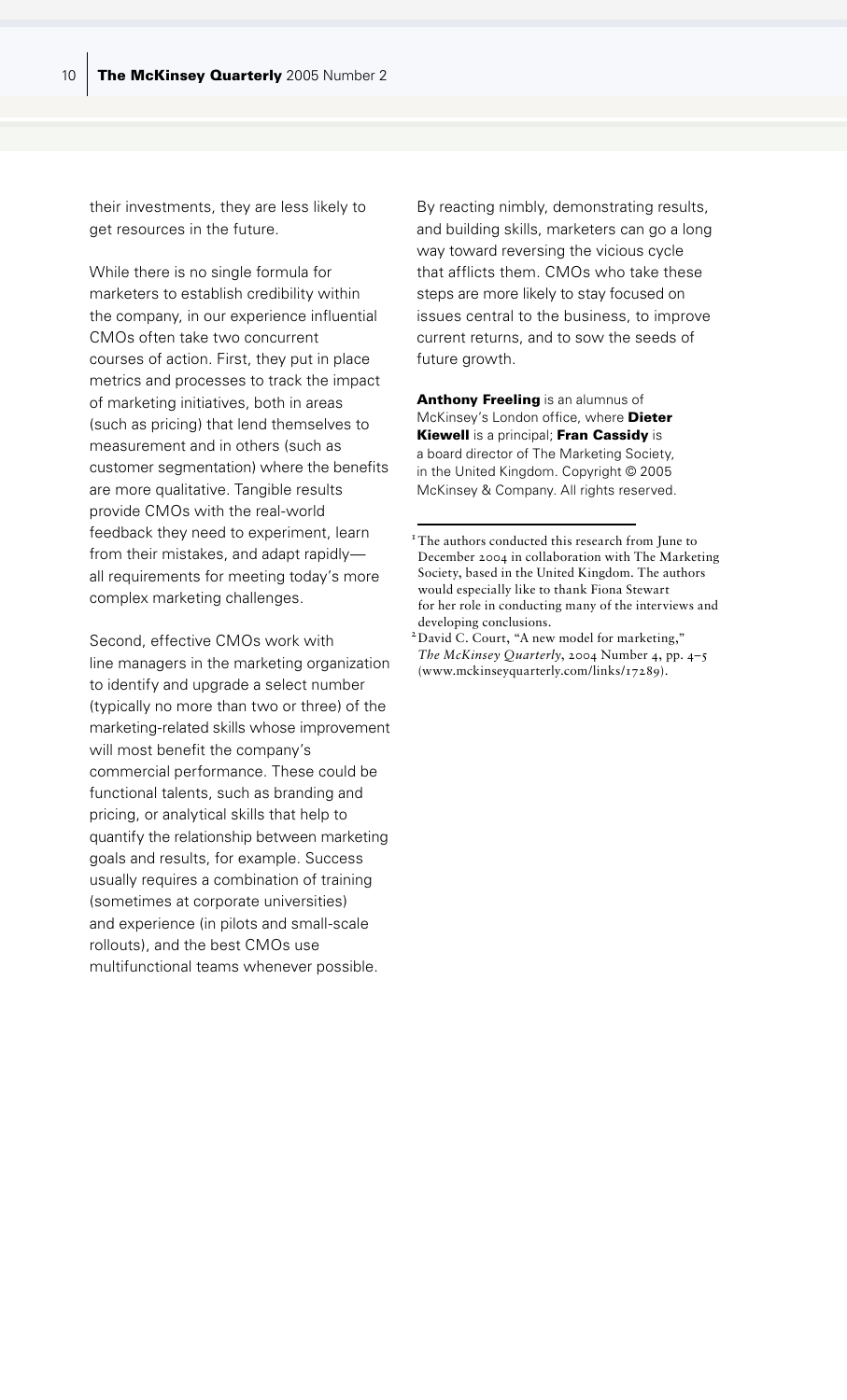their investments, they are less likely to get resources in the future.

While there is no single formula for marketers to establish credibility within the company, in our experience influential CMOs often take two concurrent courses of action. First, they put in place metrics and processes to track the impact of marketing initiatives, both in areas (such as pricing) that lend themselves to measurement and in others (such as customer segmentation) where the benefits are more qualitative. Tangible results provide CMOs with the real-world feedback they need to experiment, learn from their mistakes, and adapt rapidly—all requirements for meeting today's more complex marketing challenges.

Second, effective CMOs work with line managers in the marketing organization to identify and upgrade a select number (typically no more than two or three) of the marketing-related skills whose improvement will most benefit the company's commercial performance. These could be functional talents, such as branding and pricing, or analytical skills that help to quantify the relationship between marketing goals and results, for example. Success usually requires a combination of training (sometimes at corporate universities) and experience (in pilots and small-scale rollouts), and the best CMOs use multifunctional teams whenever possible.

By reacting nimbly, demonstrating results, and building skills, marketers can go a long way toward reversing the vicious cycle that afflicts them. CMOs who take these steps are more likely to stay focused on issues central to the business, to improve current returns, and to sow the seeds of future growth.

**Anthony Freeling** is an alumnus of McKinsey's London office, where **Dieter Kiewell** is a principal; **Fran Cassidy** is a board director of The Marketing Society, in the United Kingdom. Copyright © 2005 McKinsey & Company. All rights reserved.

---

[1] The authors conducted this research from June to December 2004 in collaboration with The Marketing Society, based in the United Kingdom. The authors would especially like to thank Fiona Stewart for her role in conducting many of the interviews and developing conclusions.

[2] David C. Court, "A new model for marketing," *The McKinsey Quarterly*, 2004 Number 4, pp. 4–5 (www.mckinseyquarterly.com/links/17289).